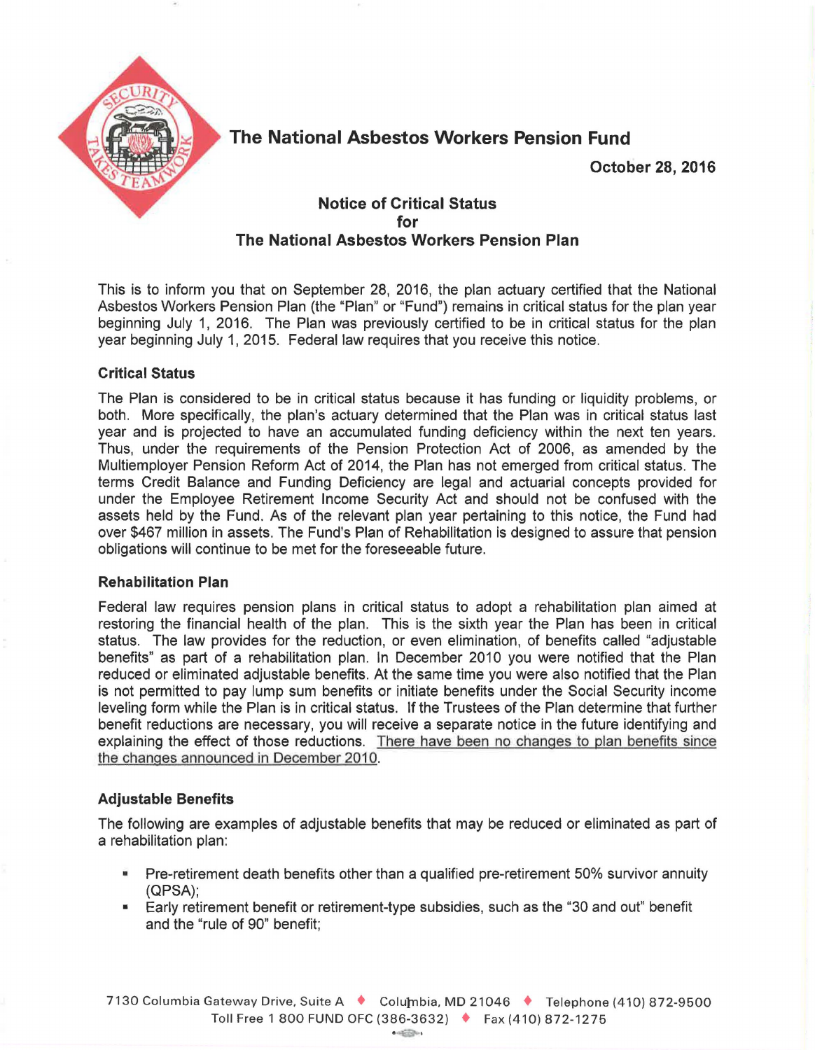# The National Asbestos Workers Pension Fund

**October 28, 2016**

## Notice of Critical Status for The National Asbestos Workers Pension Plan

This is to inform you that on September 28, 2016, the plan actuary certified that the National Asbestos Workers Pension Plan (the "Plan" or "Fund") remains in critical status for the plan year beginning July 1, 2016. The Plan was previously certified to be in critical status for the plan year beginning July 1, 2015. Federal law requires that you receive this notice.

### Critical Status

The Plan is considered to be in critical status because it has funding or liquidity problems, or both. More specifically, the plan's actuary determined that the Plan was in critical status last year and is projected to have an accumulated funding deficiency within the next ten years. Thus, under the requirements of the Pension Protection Act of 2006, as amended by the Multiemployer Pension Reform Act of 2014, the Plan has not emerged from critical status. The terms Credit Balance and Funding Deficiency are legal and actuarial concepts provided for under the Employee Retirement Income Security Act and should not be confused with the assets held by the Fund. As of the relevant plan year pertaining to this notice, the Fund had over $467 million in assets. The Fund's Plan of Rehabilitation is designed to assure that pension obligations will continue to be met for the foreseeable future.

### Rehabilitation Plan

Federal law requires pension plans in critical status to adopt a rehabilitation plan aimed at restoring the financial health of the plan. This is the sixth year the Plan has been in critical status. The law provides for the reduction, or even elimination, of benefits called "adjustable benefits" as part of a rehabilitation plan. In December 2010 you were notified that the Plan reduced or eliminated adjustable benefits. At the same time you were also notified that the Plan is not permitted to pay lump sum benefits or initiate benefits under the Social Security income leveling form while the Plan is in critical status. If the Trustees of the Plan determine that further benefit reductions are necessary, you will receive a separate notice in the future identifying and explaining the effect of those reductions. There have been no changes to plan benefits since the changes announced in December 2010.

### Adjustable Benefits

The following are examples of adjustable benefits that may be reduced or eliminated as part of a rehabilitation plan:

- Pre-retirement death benefits other than a qualified pre-retirement 50% survivor annuity (QPSA);
- Early retirement benefit or retirement-type subsidies, such as the "30 and out" benefit and the "rule of 90" benefit;

7130 Columbia Gateway Drive, Suite A ♦ Columbia, MD 21046 ♦ Telephone (410) 872-9500
Toll Free 1 800 FUND OFC (386-3632) ♦ Fax (410) 872-1275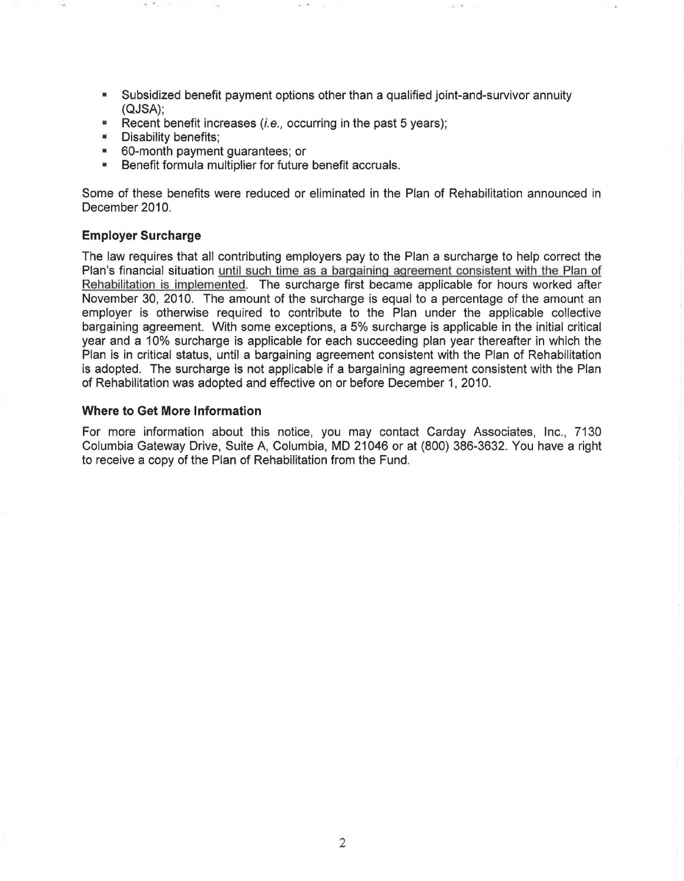- Subsidized benefit payment options other than a qualified joint-and-survivor annuity (QJSA);
- Recent benefit increases (*i.e.,* occurring in the past 5 years);
- Disability benefits;
- 60-month payment guarantees; or
- Benefit formula multiplier for future benefit accruals.

Some of these benefits were reduced or eliminated in the Plan of Rehabilitation announced in December 2010.

### Employer Surcharge

The law requires that all contributing employers pay to the Plan a surcharge to help correct the Plan's financial situation <u>until such time as a bargaining agreement consistent with the Plan of Rehabilitation is implemented</u>. The surcharge first became applicable for hours worked after November 30, 2010. The amount of the surcharge is equal to a percentage of the amount an employer is otherwise required to contribute to the Plan under the applicable collective bargaining agreement. With some exceptions, a 5% surcharge is applicable in the initial critical year and a 10% surcharge is applicable for each succeeding plan year thereafter in which the Plan is in critical status, until a bargaining agreement consistent with the Plan of Rehabilitation is adopted. The surcharge is not applicable if a bargaining agreement consistent with the Plan of Rehabilitation was adopted and effective on or before December 1, 2010.

### Where to Get More Information

For more information about this notice, you may contact Carday Associates, Inc., 7130 Columbia Gateway Drive, Suite A, Columbia, MD 21046 or at (800) 386-3632. You have a right to receive a copy of the Plan of Rehabilitation from the Fund.